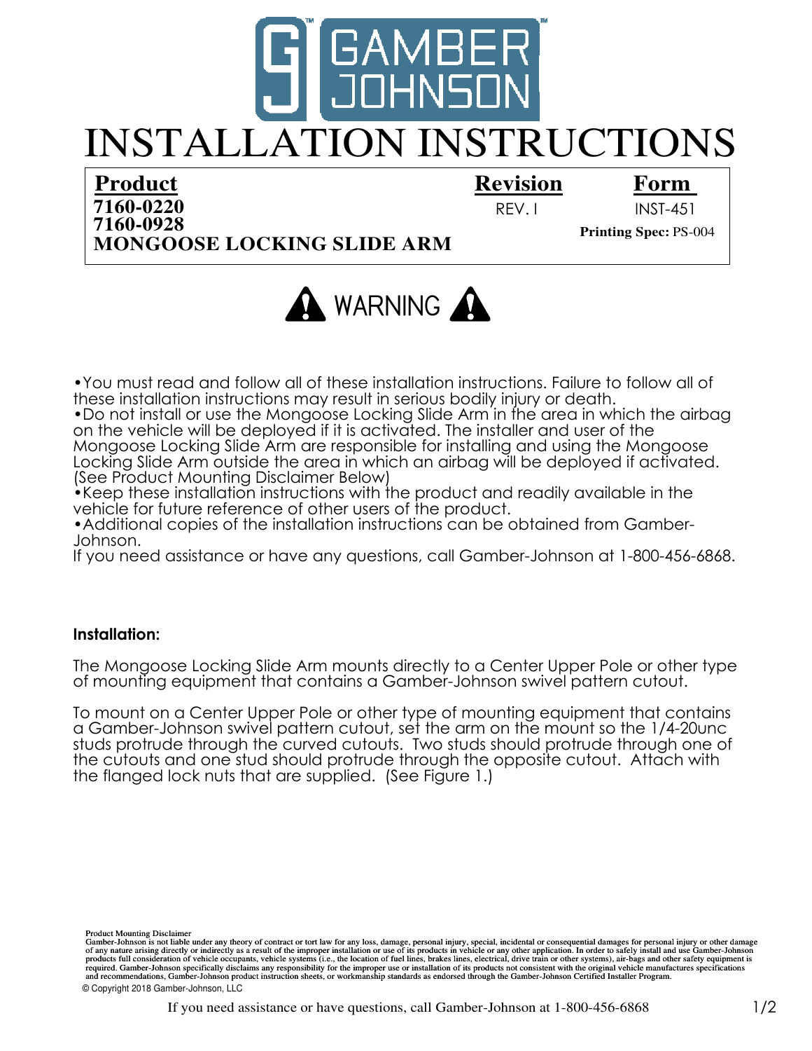# GAMBER JOHNSON

# INSTALLATION INSTRUCTIONS

| Product | Revision | Form |
|---|---|---|
| **7160-0220**<br>**7160-0928**<br>**MONGOOSE LOCKING SLIDE ARM** | REV. I | INST-451<br>**Printing Spec:** PS-004 |

## WARNING

- You must read and follow all of these installation instructions. Failure to follow all of these installation instructions may result in serious bodily injury or death.
- Do not install or use the Mongoose Locking Slide Arm in the area in which the airbag on the vehicle will be deployed if it is activated. The installer and user of the Mongoose Locking Slide Arm are responsible for installing and using the Mongoose Locking Slide Arm outside the area in which an airbag will be deployed if activated. (See Product Mounting Disclaimer Below)
- Keep these installation instructions with the product and readily available in the vehicle for future reference of other users of the product.
- Additional copies of the installation instructions can be obtained from Gamber-Johnson.

If you need assistance or have any questions, call Gamber-Johnson at 1-800-456-6868.

**Installation:**

The Mongoose Locking Slide Arm mounts directly to a Center Upper Pole or other type of mounting equipment that contains a Gamber-Johnson swivel pattern cutout.

To mount on a Center Upper Pole or other type of mounting equipment that contains a Gamber-Johnson swivel pattern cutout, set the arm on the mount so the 1/4-20unc studs protrude through the curved cutouts. Two studs should protrude through one of the cutouts and one stud should protrude through the opposite cutout. Attach with the flanged lock nuts that are supplied. (See Figure 1.)

Product Mounting Disclaimer
Gamber-Johnson is not liable under any theory of contract or tort law for any loss, damage, personal injury, special, incidental or consequential damages for personal injury or other damage of any nature arising directly or indirectly as a result of the improper installation or use of its products in vehicle or any other application. In order to safely install and use Gamber-Johnson products full consideration of vehicle occupants, vehicle systems (i.e., the location of fuel lines, brakes lines, electrical, drive train or other systems), air-bags and other safety equipment is required. Gamber-Johnson specifically disclaims any responsibility for the improper use or installation of its products not consistent with the original vehicle manufactures specifications and recommendations, Gamber-Johnson product instruction sheets, or workmanship standards as endorsed through the Gamber-Johnson Certified Installer Program.

© Copyright 2018 Gamber-Johnson, LLC

If you need assistance or have questions, call Gamber-Johnson at 1-800-456-6868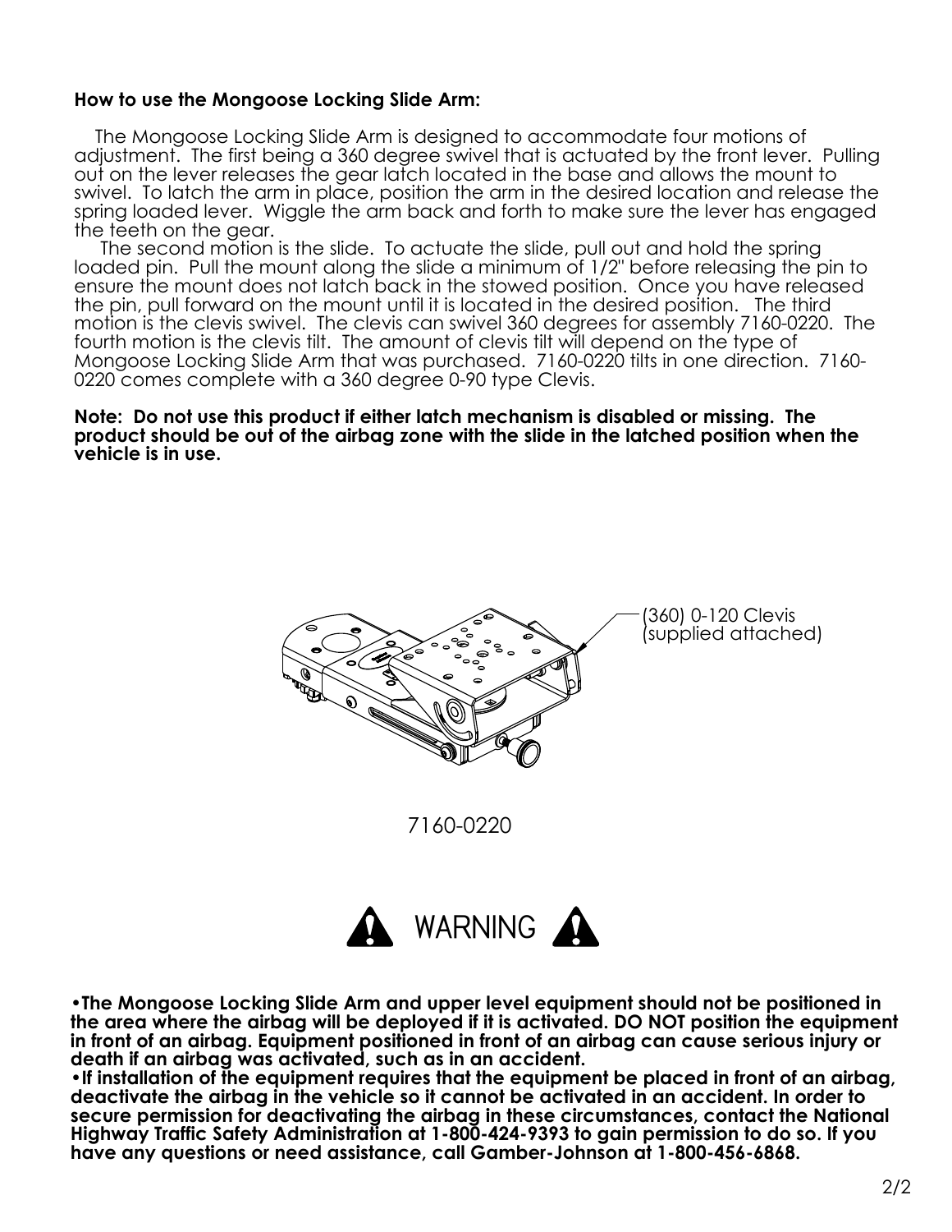**How to use the Mongoose Locking Slide Arm:**

The Mongoose Locking Slide Arm is designed to accommodate four motions of adjustment. The first being a 360 degree swivel that is actuated by the front lever. Pulling out on the lever releases the gear latch located in the base and allows the mount to swivel. To latch the arm in place, position the arm in the desired location and release the spring loaded lever. Wiggle the arm back and forth to make sure the lever has engaged the teeth on the gear.

The second motion is the slide. To actuate the slide, pull out and hold the spring loaded pin. Pull the mount along the slide a minimum of 1/2" before releasing the pin to ensure the mount does not latch back in the stowed position. Once you have released the pin, pull forward on the mount until it is located in the desired position. The third motion is the clevis swivel. The clevis can swivel 360 degrees for assembly 7160-0220. The fourth motion is the clevis tilt. The amount of clevis tilt will depend on the type of Mongoose Locking Slide Arm that was purchased. 7160-0220 tilts in one direction. 7160-0220 comes complete with a 360 degree 0-90 type Clevis.

**Note: Do not use this product if either latch mechanism is disabled or missing. The product should be out of the airbag zone with the slide in the latched position when the vehicle is in use.**

(360) 0-120 Clevis (supplied attached)

7160-0220

## WARNING

**•The Mongoose Locking Slide Arm and upper level equipment should not be positioned in the area where the airbag will be deployed if it is activated. DO NOT position the equipment in front of an airbag. Equipment positioned in front of an airbag can cause serious injury or death if an airbag was activated, such as in an accident.**

**•If installation of the equipment requires that the equipment be placed in front of an airbag, deactivate the airbag in the vehicle so it cannot be activated in an accident. In order to secure permission for deactivating the airbag in these circumstances, contact the National Highway Traffic Safety Administration at 1-800-424-9393 to gain permission to do so. If you have any questions or need assistance, call Gamber-Johnson at 1-800-456-6868.**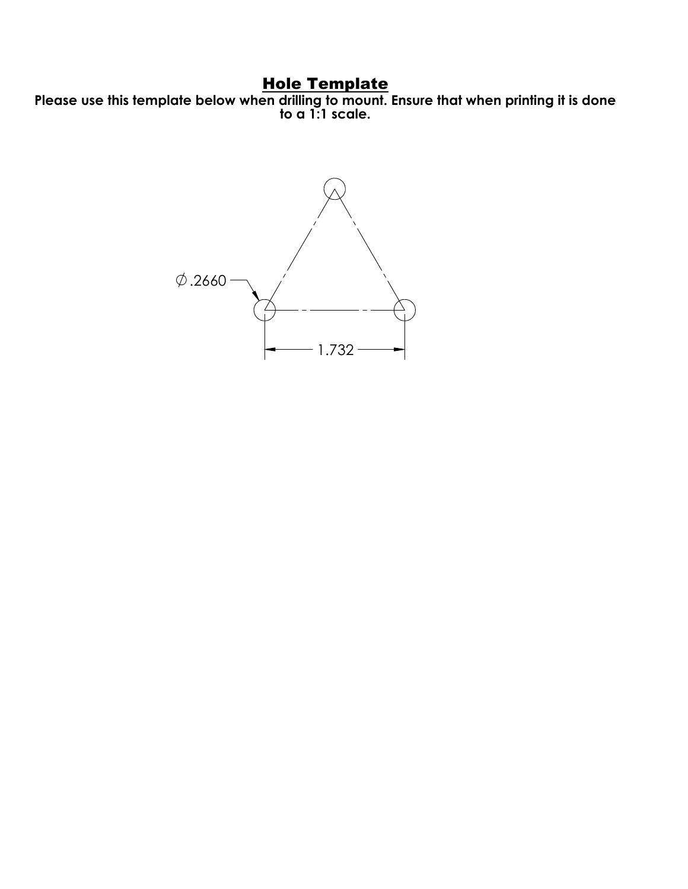## Hole Template

**Please use this template below when drilling to mount. Ensure that when printing it is done to a 1:1 scale.**

Ø.2660

1.732